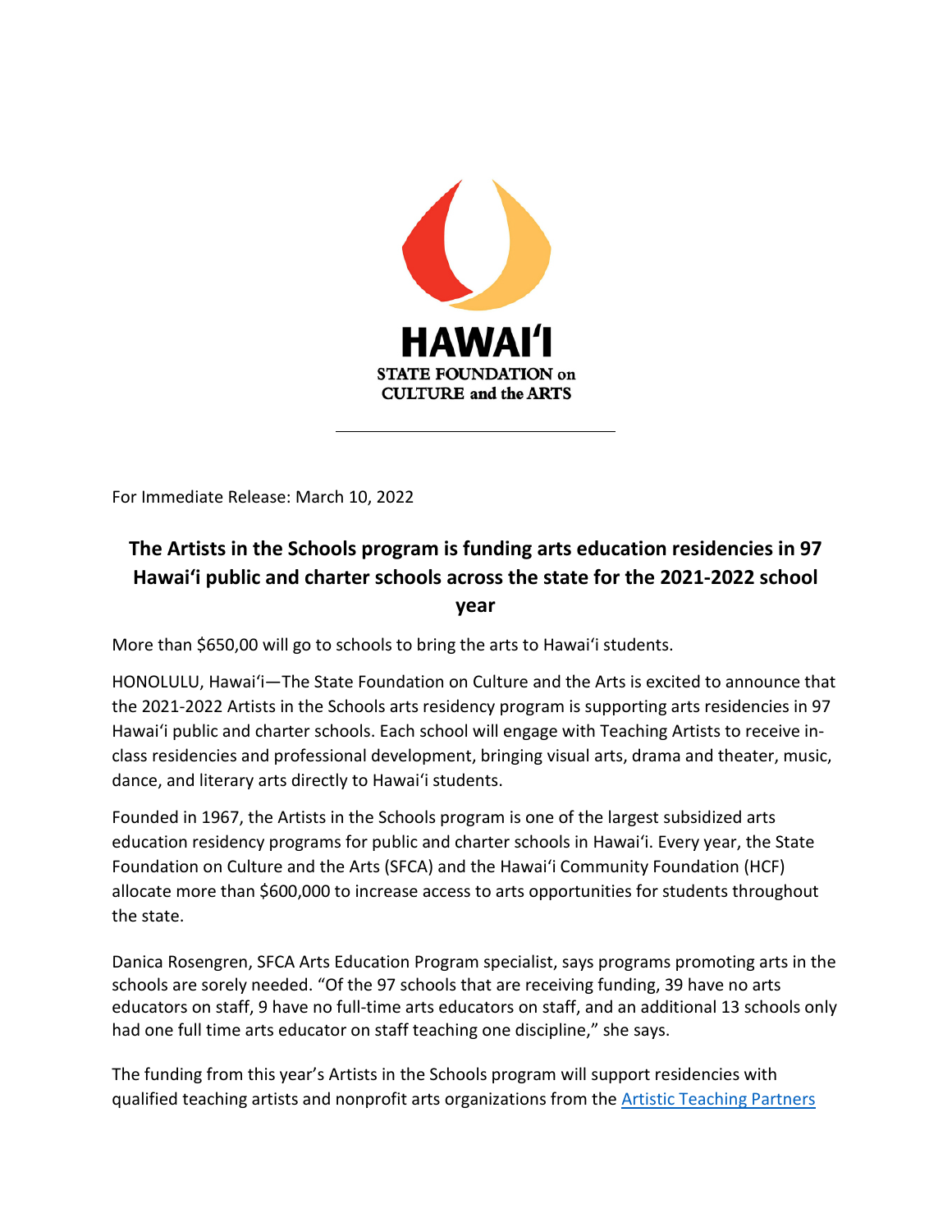HAWAIʻI
STATE FOUNDATION on CULTURE and the ARTS

For Immediate Release: March 10, 2022

## The Artists in the Schools program is funding arts education residencies in 97 Hawaiʻi public and charter schools across the state for the 2021-2022 school year

More than $650,00 will go to schools to bring the arts to Hawaiʻi students.

HONOLULU, Hawaiʻi—The State Foundation on Culture and the Arts is excited to announce that the 2021-2022 Artists in the Schools arts residency program is supporting arts residencies in 97 Hawaiʻi public and charter schools. Each school will engage with Teaching Artists to receive in-class residencies and professional development, bringing visual arts, drama and theater, music, dance, and literary arts directly to Hawaiʻi students.

Founded in 1967, the Artists in the Schools program is one of the largest subsidized arts education residency programs for public and charter schools in Hawaiʻi. Every year, the State Foundation on Culture and the Arts (SFCA) and the Hawaiʻi Community Foundation (HCF) allocate more than $600,000 to increase access to arts opportunities for students throughout the state.

Danica Rosengren, SFCA Arts Education Program specialist, says programs promoting arts in the schools are sorely needed. "Of the 97 schools that are receiving funding, 39 have no arts educators on staff, 9 have no full-time arts educators on staff, and an additional 13 schools only had one full time arts educator on staff teaching one discipline," she says.

The funding from this year's Artists in the Schools program will support residencies with qualified teaching artists and nonprofit arts organizations from the Artistic Teaching Partners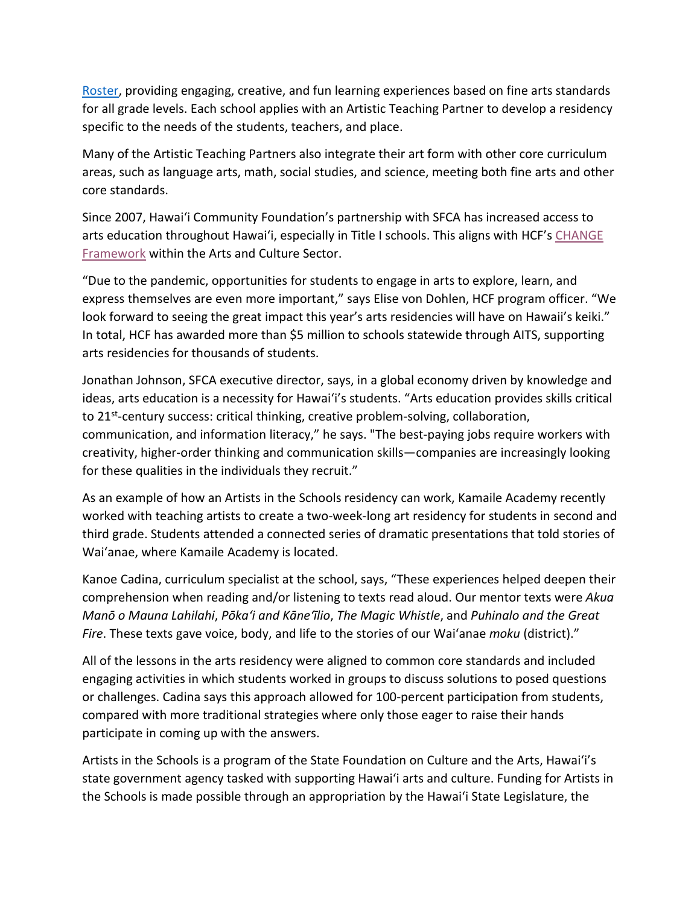[Roster](), providing engaging, creative, and fun learning experiences based on fine arts standards for all grade levels. Each school applies with an Artistic Teaching Partner to develop a residency specific to the needs of the students, teachers, and place.

Many of the Artistic Teaching Partners also integrate their art form with other core curriculum areas, such as language arts, math, social studies, and science, meeting both fine arts and other core standards.

Since 2007, Hawaiʻi Community Foundation's partnership with SFCA has increased access to arts education throughout Hawaiʻi, especially in Title I schools. This aligns with HCF's [CHANGE Framework]() within the Arts and Culture Sector.

"Due to the pandemic, opportunities for students to engage in arts to explore, learn, and express themselves are even more important," says Elise von Dohlen, HCF program officer. "We look forward to seeing the great impact this year's arts residencies will have on Hawaii's keiki." In total, HCF has awarded more than $5 million to schools statewide through AITS, supporting arts residencies for thousands of students.

Jonathan Johnson, SFCA executive director, says, in a global economy driven by knowledge and ideas, arts education is a necessity for Hawaiʻi's students. "Arts education provides skills critical to 21st-century success: critical thinking, creative problem-solving, collaboration, communication, and information literacy," he says. "The best-paying jobs require workers with creativity, higher-order thinking and communication skills—companies are increasingly looking for these qualities in the individuals they recruit."

As an example of how an Artists in the Schools residency can work, Kamaile Academy recently worked with teaching artists to create a two-week-long art residency for students in second and third grade. Students attended a connected series of dramatic presentations that told stories of Waiʻanae, where Kamaile Academy is located.

Kanoe Cadina, curriculum specialist at the school, says, "These experiences helped deepen their comprehension when reading and/or listening to texts read aloud. Our mentor texts were *Akua Manō o Mauna Lahilahi*, *Pōkaʻi and Kāneʻīlio*, *The Magic Whistle*, and *Puhinalo and the Great Fire*. These texts gave voice, body, and life to the stories of our Waiʻanae *moku* (district)."

All of the lessons in the arts residency were aligned to common core standards and included engaging activities in which students worked in groups to discuss solutions to posed questions or challenges. Cadina says this approach allowed for 100-percent participation from students, compared with more traditional strategies where only those eager to raise their hands participate in coming up with the answers.

Artists in the Schools is a program of the State Foundation on Culture and the Arts, Hawaiʻi's state government agency tasked with supporting Hawaiʻi arts and culture. Funding for Artists in the Schools is made possible through an appropriation by the Hawaiʻi State Legislature, the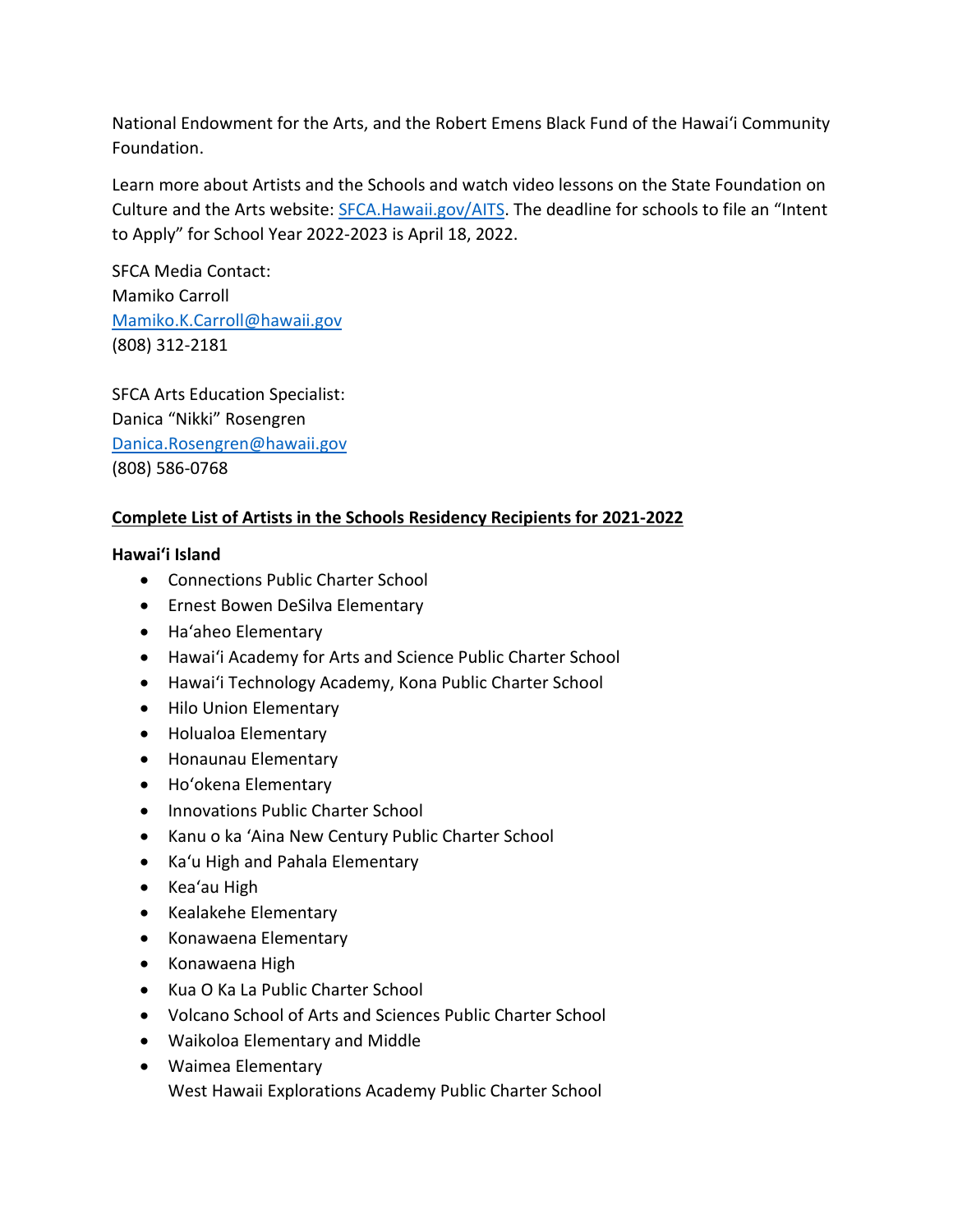National Endowment for the Arts, and the Robert Emens Black Fund of the Hawaiʻi Community Foundation.

Learn more about Artists and the Schools and watch video lessons on the State Foundation on Culture and the Arts website: [SFCA.Hawaii.gov/AITS](SFCA.Hawaii.gov/AITS). The deadline for schools to file an "Intent to Apply" for School Year 2022-2023 is April 18, 2022.

SFCA Media Contact:
Mamiko Carroll
Mamiko.K.Carroll@hawaii.gov
(808) 312-2181

SFCA Arts Education Specialist:
Danica "Nikki" Rosengren
Danica.Rosengren@hawaii.gov
(808) 586-0768

**Complete List of Artists in the Schools Residency Recipients for 2021-2022**

**Hawaiʻi Island**

- Connections Public Charter School
- Ernest Bowen DeSilva Elementary
- Haʻaheo Elementary
- Hawaiʻi Academy for Arts and Science Public Charter School
- Hawaiʻi Technology Academy, Kona Public Charter School
- Hilo Union Elementary
- Holualoa Elementary
- Honaunau Elementary
- Hoʻokena Elementary
- Innovations Public Charter School
- Kanu o ka ʻAina New Century Public Charter School
- Kaʻu High and Pahala Elementary
- Keaʻau High
- Kealakehe Elementary
- Konawaena Elementary
- Konawaena High
- Kua O Ka La Public Charter School
- Volcano School of Arts and Sciences Public Charter School
- Waikoloa Elementary and Middle
- Waimea Elementary
  West Hawaii Explorations Academy Public Charter School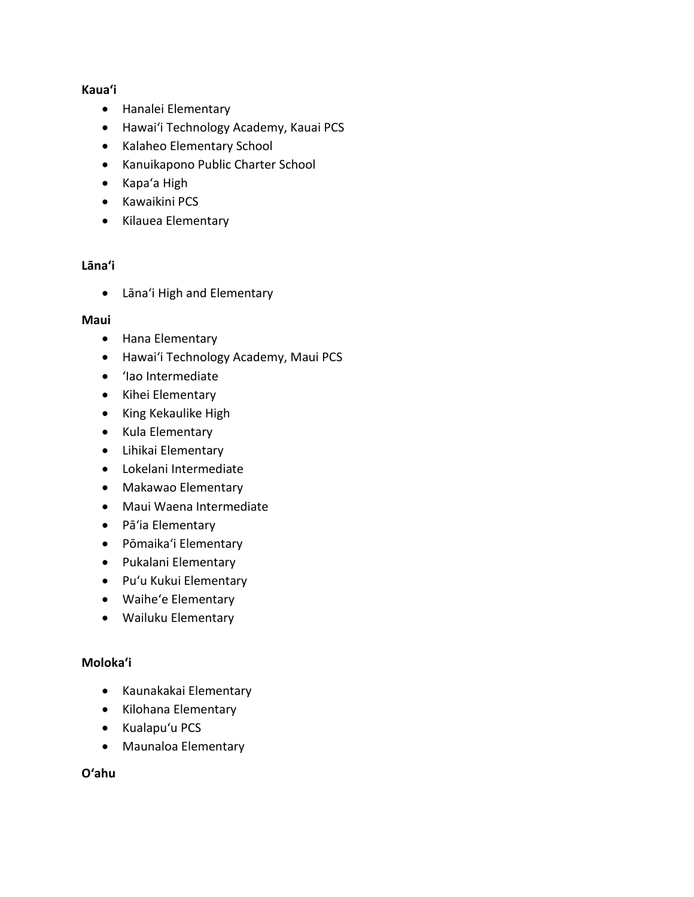**Kauaʻi**

- Hanalei Elementary
- Hawaiʻi Technology Academy, Kauai PCS
- Kalaheo Elementary School
- Kanuikapono Public Charter School
- Kapaʻa High
- Kawaikini PCS
- Kilauea Elementary

**Lānaʻi**

- Lānaʻi High and Elementary

**Maui**

- Hana Elementary
- Hawaiʻi Technology Academy, Maui PCS
- ʻIao Intermediate
- Kihei Elementary
- King Kekaulike High
- Kula Elementary
- Lihikai Elementary
- Lokelani Intermediate
- Makawao Elementary
- Maui Waena Intermediate
- Pāʻia Elementary
- Pōmaikaʻi Elementary
- Pukalani Elementary
- Puʻu Kukui Elementary
- Waiheʻe Elementary
- Wailuku Elementary

**Molokaʻi**

- Kaunakakai Elementary
- Kilohana Elementary
- Kualapuʻu PCS
- Maunaloa Elementary

**Oʻahu**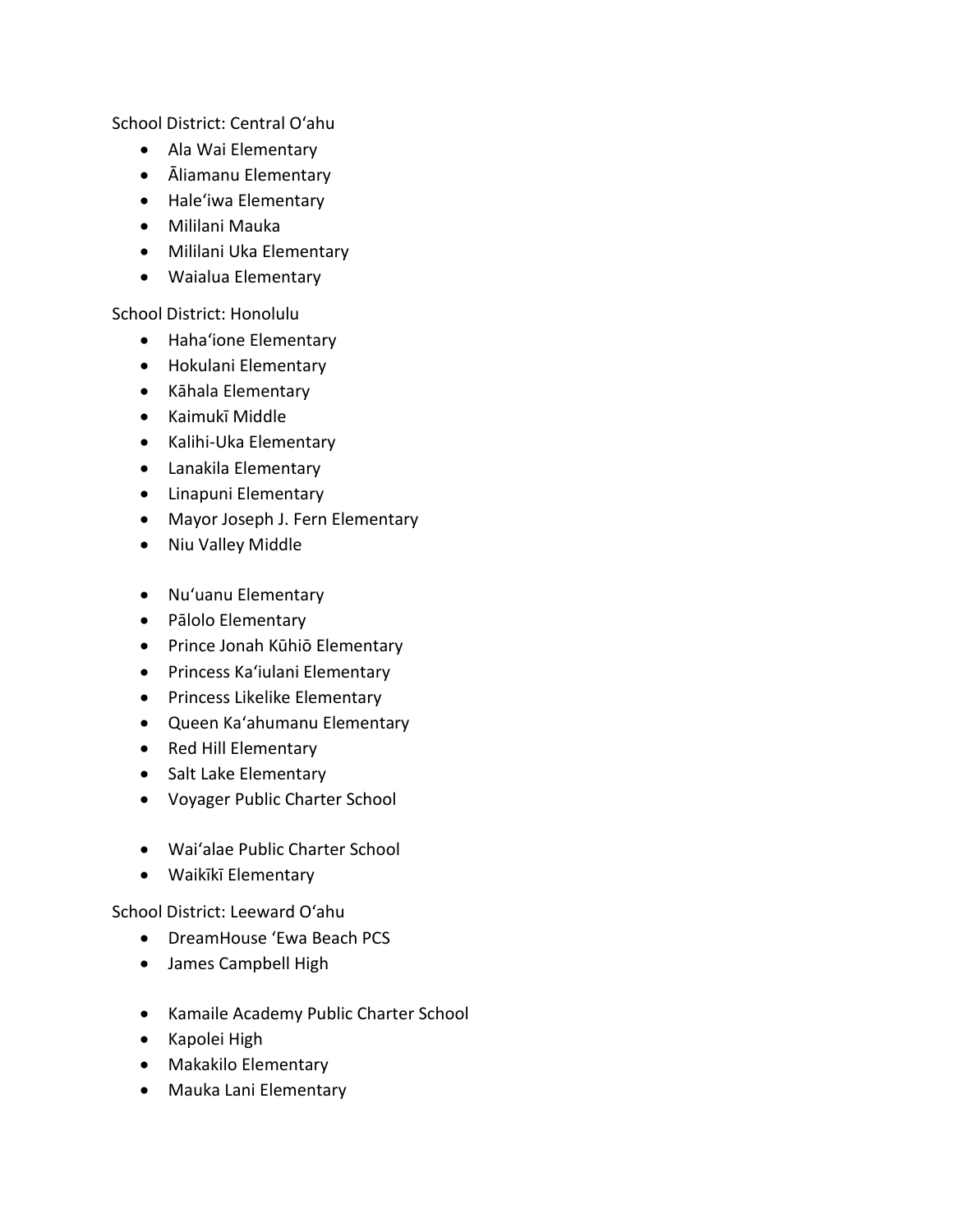School District: Central Oʻahu

- Ala Wai Elementary
- Āliamanu Elementary
- Haleʻiwa Elementary
- Mililani Mauka
- Mililani Uka Elementary
- Waialua Elementary

School District: Honolulu

- Hahaʻione Elementary
- Hokulani Elementary
- Kāhala Elementary
- Kaimukī Middle
- Kalihi-Uka Elementary
- Lanakila Elementary
- Linapuni Elementary
- Mayor Joseph J. Fern Elementary
- Niu Valley Middle
- Nuʻuanu Elementary
- Pālolo Elementary
- Prince Jonah Kūhiō Elementary
- Princess Kaʻiulani Elementary
- Princess Likelike Elementary
- Queen Kaʻahumanu Elementary
- Red Hill Elementary
- Salt Lake Elementary
- Voyager Public Charter School
- Waiʻalae Public Charter School
- Waikīkī Elementary

School District: Leeward Oʻahu

- DreamHouse ʻEwa Beach PCS
- James Campbell High
- Kamaile Academy Public Charter School
- Kapolei High
- Makakilo Elementary
- Mauka Lani Elementary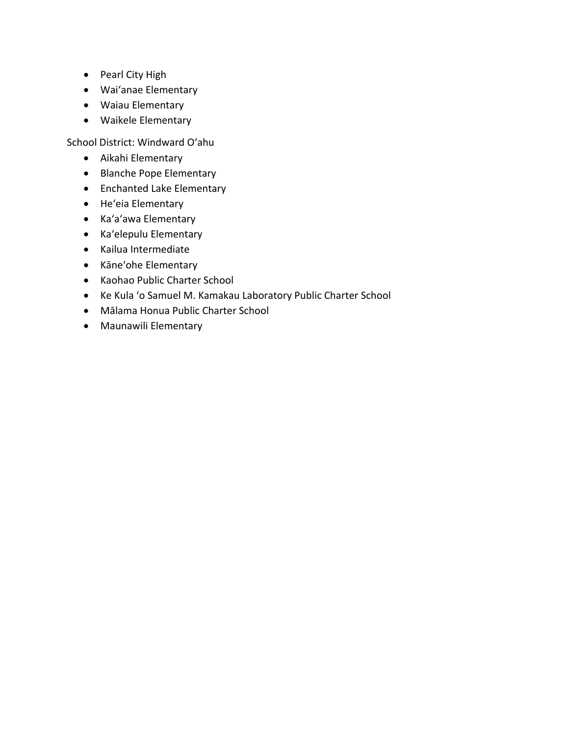- Pearl City High
- Waiʻanae Elementary
- Waiau Elementary
- Waikele Elementary

School District: Windward Oʻahu

- Aikahi Elementary
- Blanche Pope Elementary
- Enchanted Lake Elementary
- Heʻeia Elementary
- Kaʻaʻawa Elementary
- Kaʻelepulu Elementary
- Kailua Intermediate
- Kāneʻohe Elementary
- Kaohao Public Charter School
- Ke Kula ʻo Samuel M. Kamakau Laboratory Public Charter School
- Mālama Honua Public Charter School
- Maunawili Elementary